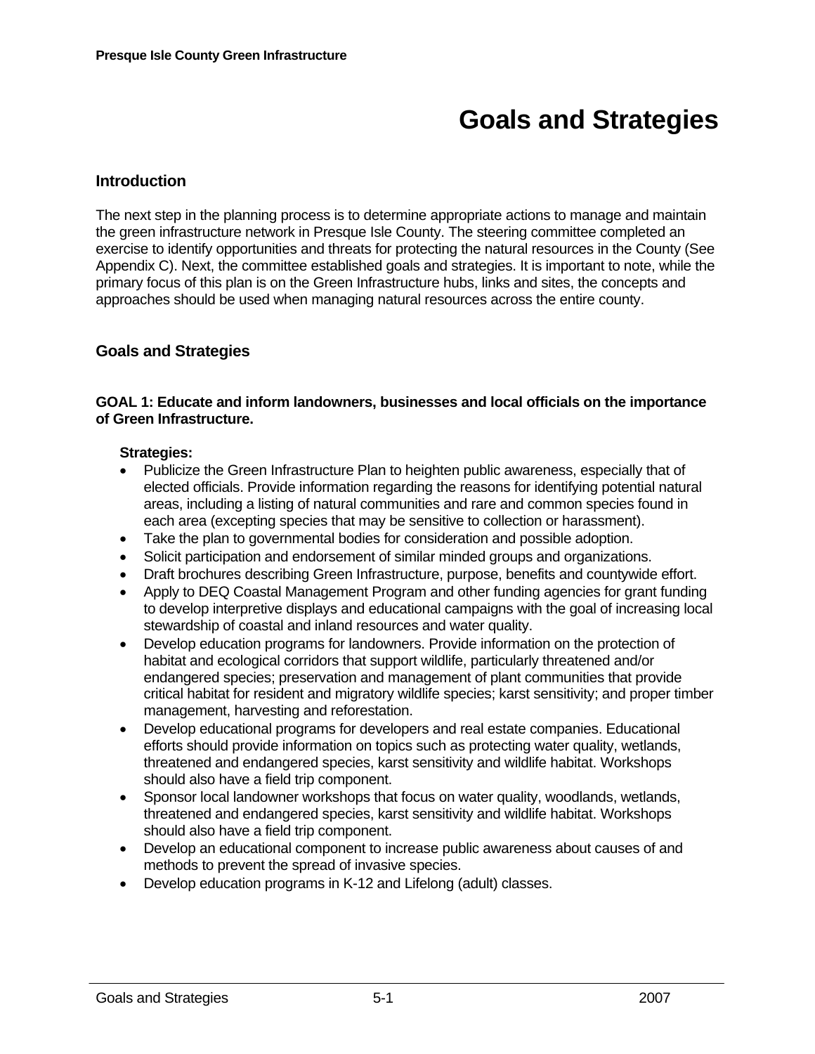# Goals and Strategies

## Introduction

The next step in the planning process is to determine appropriate actions to manage and maintain the green infrastructure network in Presque Isle County. The steering committee completed an exercise to identify opportunities and threats for protecting the natural resources in the County (See Appendix C). Next, the committee established goals and strategies. It is important to note, while the primary focus of this plan is on the Green Infrastructure hubs, links and sites, the concepts and approaches should be used when managing natural resources across the entire county.

## Goals and Strategies

### GOAL 1: Educate and inform landowners, businesses and local officials on the importance of Green Infrastructure.

**Strategies:**

- Publicize the Green Infrastructure Plan to heighten public awareness, especially that of elected officials. Provide information regarding the reasons for identifying potential natural areas, including a listing of natural communities and rare and common species found in each area (excepting species that may be sensitive to collection or harassment).
- Take the plan to governmental bodies for consideration and possible adoption.
- Solicit participation and endorsement of similar minded groups and organizations.
- Draft brochures describing Green Infrastructure, purpose, benefits and countywide effort.
- Apply to DEQ Coastal Management Program and other funding agencies for grant funding to develop interpretive displays and educational campaigns with the goal of increasing local stewardship of coastal and inland resources and water quality.
- Develop education programs for landowners. Provide information on the protection of habitat and ecological corridors that support wildlife, particularly threatened and/or endangered species; preservation and management of plant communities that provide critical habitat for resident and migratory wildlife species; karst sensitivity; and proper timber management, harvesting and reforestation.
- Develop educational programs for developers and real estate companies. Educational efforts should provide information on topics such as protecting water quality, wetlands, threatened and endangered species, karst sensitivity and wildlife habitat. Workshops should also have a field trip component.
- Sponsor local landowner workshops that focus on water quality, woodlands, wetlands, threatened and endangered species, karst sensitivity and wildlife habitat. Workshops should also have a field trip component.
- Develop an educational component to increase public awareness about causes of and methods to prevent the spread of invasive species.
- Develop education programs in K-12 and Lifelong (adult) classes.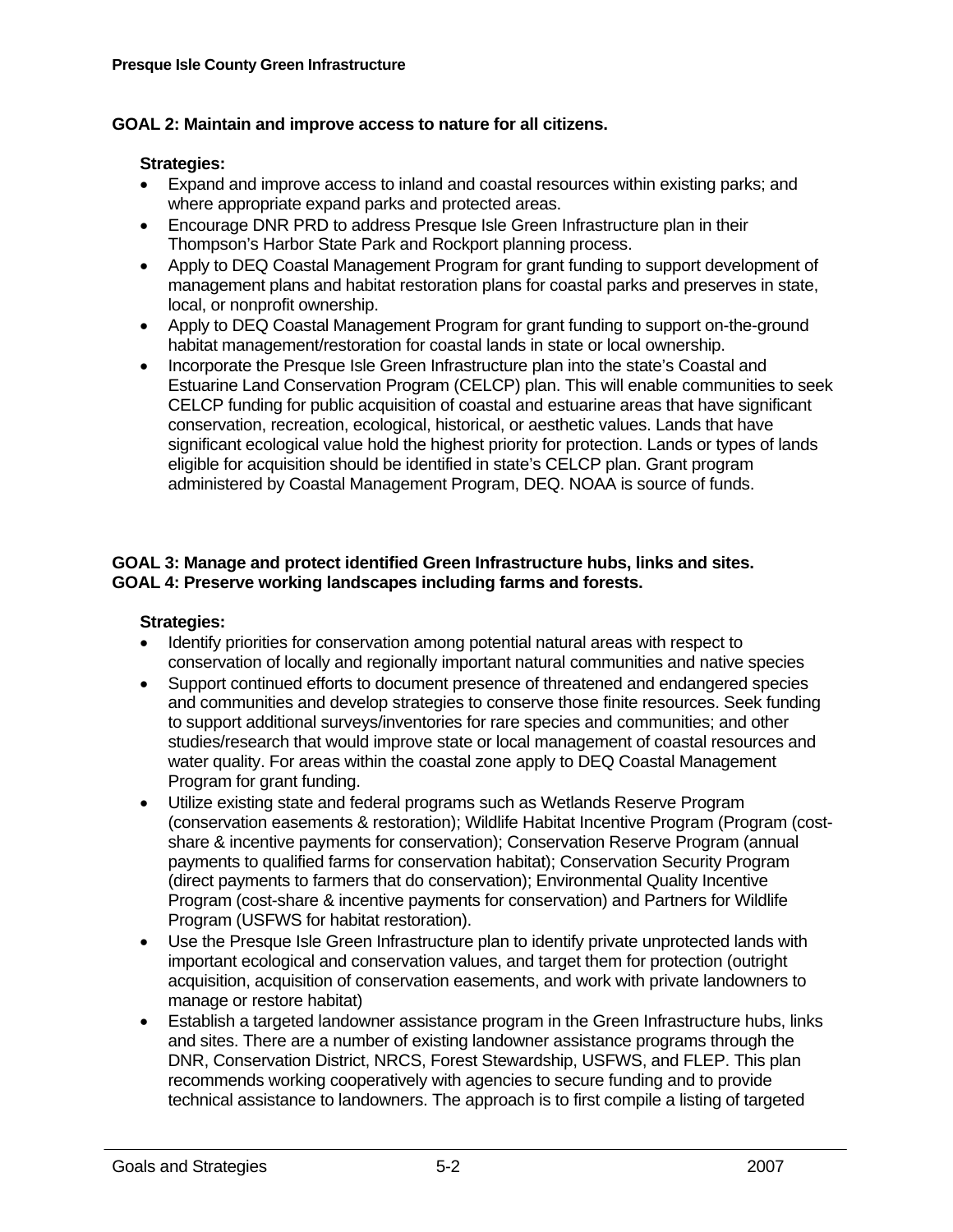**GOAL 2: Maintain and improve access to nature for all citizens.**

**Strategies:**

- Expand and improve access to inland and coastal resources within existing parks; and where appropriate expand parks and protected areas.
- Encourage DNR PRD to address Presque Isle Green Infrastructure plan in their Thompson's Harbor State Park and Rockport planning process.
- Apply to DEQ Coastal Management Program for grant funding to support development of management plans and habitat restoration plans for coastal parks and preserves in state, local, or nonprofit ownership.
- Apply to DEQ Coastal Management Program for grant funding to support on-the-ground habitat management/restoration for coastal lands in state or local ownership.
- Incorporate the Presque Isle Green Infrastructure plan into the state's Coastal and Estuarine Land Conservation Program (CELCP) plan. This will enable communities to seek CELCP funding for public acquisition of coastal and estuarine areas that have significant conservation, recreation, ecological, historical, or aesthetic values. Lands that have significant ecological value hold the highest priority for protection. Lands or types of lands eligible for acquisition should be identified in state's CELCP plan. Grant program administered by Coastal Management Program, DEQ. NOAA is source of funds.

**GOAL 3: Manage and protect identified Green Infrastructure hubs, links and sites.**
**GOAL 4: Preserve working landscapes including farms and forests.**

**Strategies:**

- Identify priorities for conservation among potential natural areas with respect to conservation of locally and regionally important natural communities and native species
- Support continued efforts to document presence of threatened and endangered species and communities and develop strategies to conserve those finite resources. Seek funding to support additional surveys/inventories for rare species and communities; and other studies/research that would improve state or local management of coastal resources and water quality. For areas within the coastal zone apply to DEQ Coastal Management Program for grant funding.
- Utilize existing state and federal programs such as Wetlands Reserve Program (conservation easements & restoration); Wildlife Habitat Incentive Program (Program (cost-share & incentive payments for conservation); Conservation Reserve Program (annual payments to qualified farms for conservation habitat); Conservation Security Program (direct payments to farmers that do conservation); Environmental Quality Incentive Program (cost-share & incentive payments for conservation) and Partners for Wildlife Program (USFWS for habitat restoration).
- Use the Presque Isle Green Infrastructure plan to identify private unprotected lands with important ecological and conservation values, and target them for protection (outright acquisition, acquisition of conservation easements, and work with private landowners to manage or restore habitat)
- Establish a targeted landowner assistance program in the Green Infrastructure hubs, links and sites. There are a number of existing landowner assistance programs through the DNR, Conservation District, NRCS, Forest Stewardship, USFWS, and FLEP. This plan recommends working cooperatively with agencies to secure funding and to provide technical assistance to landowners. The approach is to first compile a listing of targeted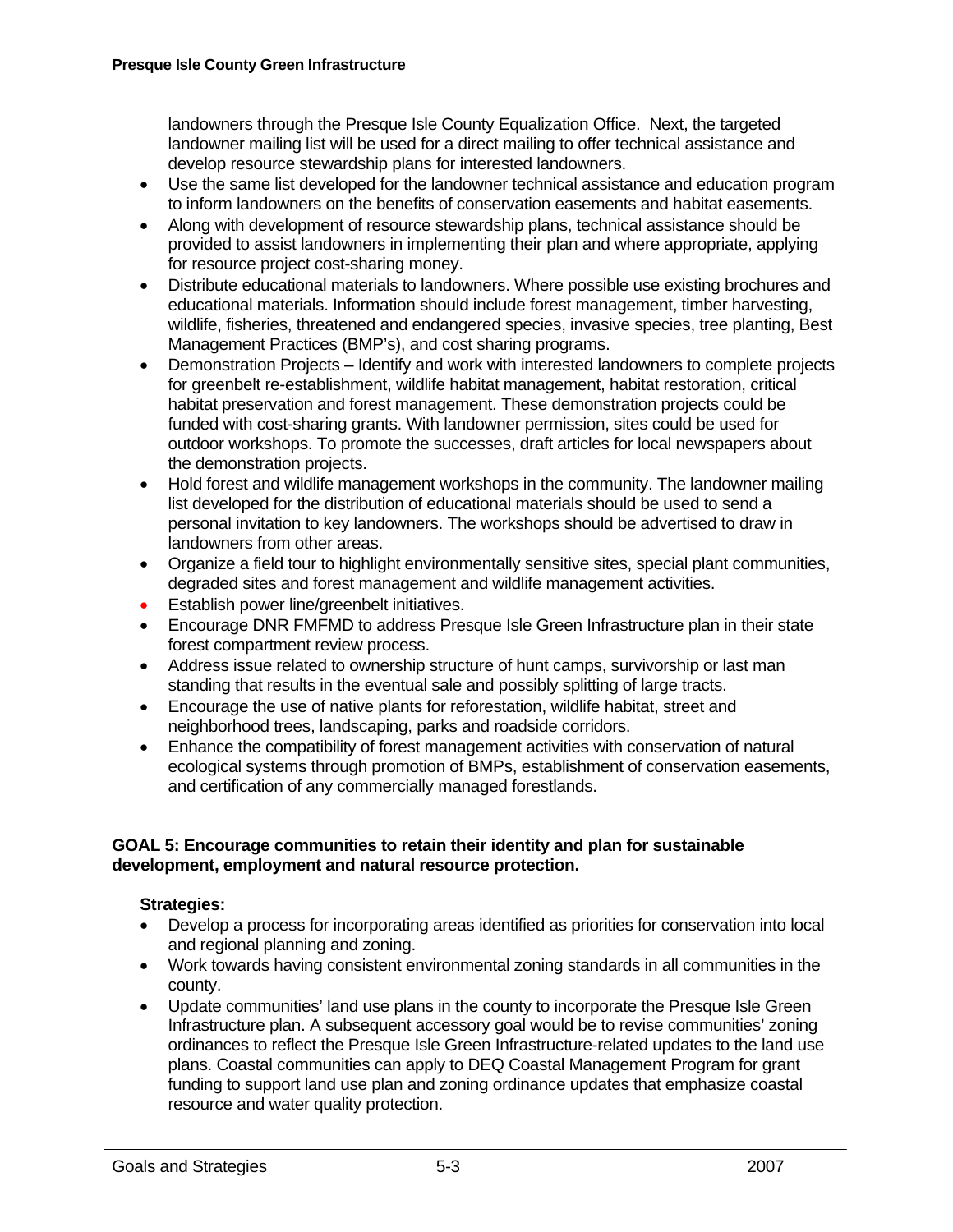landowners through the Presque Isle County Equalization Office. Next, the targeted landowner mailing list will be used for a direct mailing to offer technical assistance and develop resource stewardship plans for interested landowners.

- Use the same list developed for the landowner technical assistance and education program to inform landowners on the benefits of conservation easements and habitat easements.
- Along with development of resource stewardship plans, technical assistance should be provided to assist landowners in implementing their plan and where appropriate, applying for resource project cost-sharing money.
- Distribute educational materials to landowners. Where possible use existing brochures and educational materials. Information should include forest management, timber harvesting, wildlife, fisheries, threatened and endangered species, invasive species, tree planting, Best Management Practices (BMP's), and cost sharing programs.
- Demonstration Projects – Identify and work with interested landowners to complete projects for greenbelt re-establishment, wildlife habitat management, habitat restoration, critical habitat preservation and forest management. These demonstration projects could be funded with cost-sharing grants. With landowner permission, sites could be used for outdoor workshops. To promote the successes, draft articles for local newspapers about the demonstration projects.
- Hold forest and wildlife management workshops in the community. The landowner mailing list developed for the distribution of educational materials should be used to send a personal invitation to key landowners. The workshops should be advertised to draw in landowners from other areas.
- Organize a field tour to highlight environmentally sensitive sites, special plant communities, degraded sites and forest management and wildlife management activities.
- Establish power line/greenbelt initiatives.
- Encourage DNR FMFMD to address Presque Isle Green Infrastructure plan in their state forest compartment review process.
- Address issue related to ownership structure of hunt camps, survivorship or last man standing that results in the eventual sale and possibly splitting of large tracts.
- Encourage the use of native plants for reforestation, wildlife habitat, street and neighborhood trees, landscaping, parks and roadside corridors.
- Enhance the compatibility of forest management activities with conservation of natural ecological systems through promotion of BMPs, establishment of conservation easements, and certification of any commercially managed forestlands.

**GOAL 5: Encourage communities to retain their identity and plan for sustainable development, employment and natural resource protection.**

**Strategies:**

- Develop a process for incorporating areas identified as priorities for conservation into local and regional planning and zoning.
- Work towards having consistent environmental zoning standards in all communities in the county.
- Update communities' land use plans in the county to incorporate the Presque Isle Green Infrastructure plan. A subsequent accessory goal would be to revise communities' zoning ordinances to reflect the Presque Isle Green Infrastructure-related updates to the land use plans. Coastal communities can apply to DEQ Coastal Management Program for grant funding to support land use plan and zoning ordinance updates that emphasize coastal resource and water quality protection.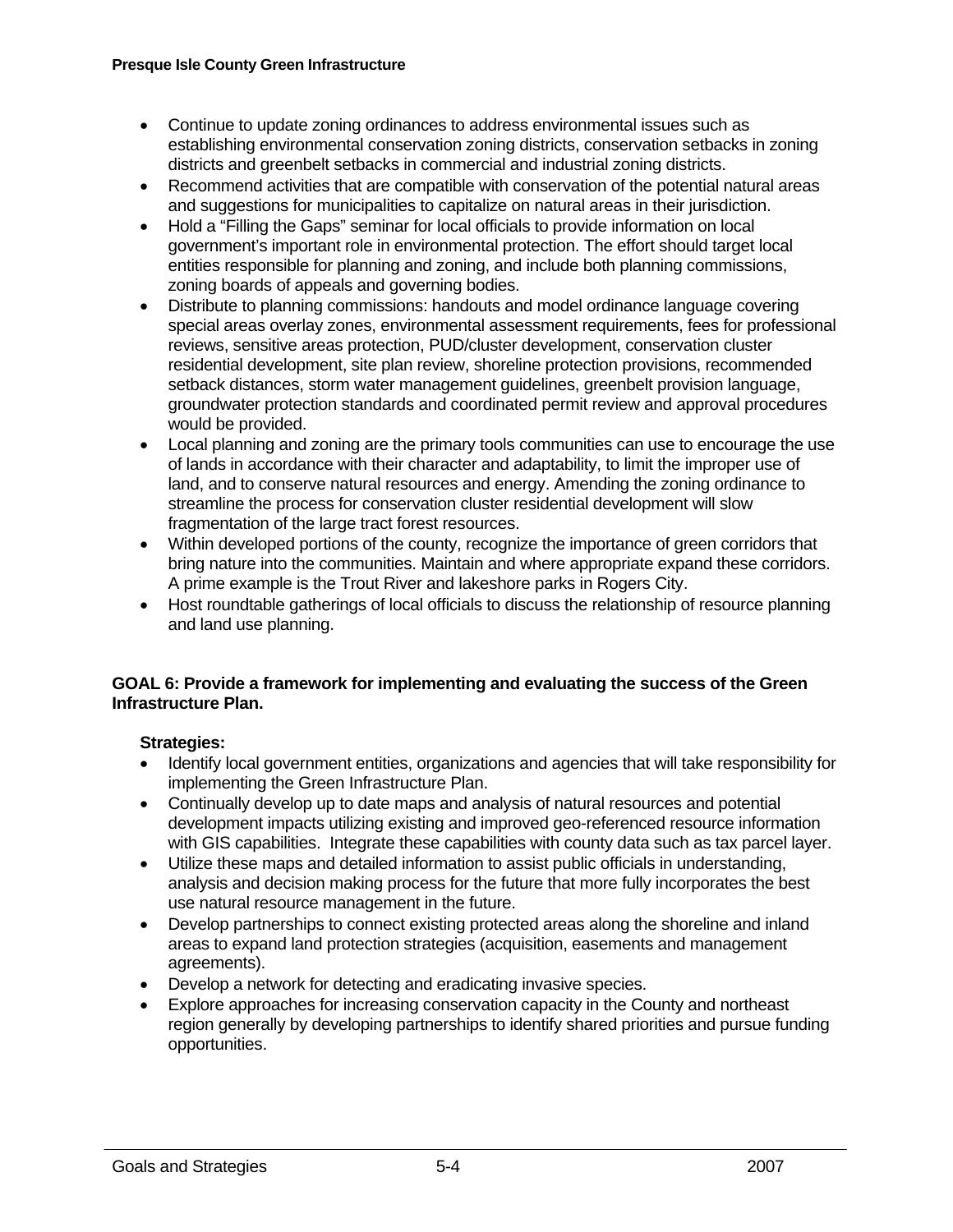- Continue to update zoning ordinances to address environmental issues such as establishing environmental conservation zoning districts, conservation setbacks in zoning districts and greenbelt setbacks in commercial and industrial zoning districts.
- Recommend activities that are compatible with conservation of the potential natural areas and suggestions for municipalities to capitalize on natural areas in their jurisdiction.
- Hold a "Filling the Gaps" seminar for local officials to provide information on local government's important role in environmental protection. The effort should target local entities responsible for planning and zoning, and include both planning commissions, zoning boards of appeals and governing bodies.
- Distribute to planning commissions: handouts and model ordinance language covering special areas overlay zones, environmental assessment requirements, fees for professional reviews, sensitive areas protection, PUD/cluster development, conservation cluster residential development, site plan review, shoreline protection provisions, recommended setback distances, storm water management guidelines, greenbelt provision language, groundwater protection standards and coordinated permit review and approval procedures would be provided.
- Local planning and zoning are the primary tools communities can use to encourage the use of lands in accordance with their character and adaptability, to limit the improper use of land, and to conserve natural resources and energy. Amending the zoning ordinance to streamline the process for conservation cluster residential development will slow fragmentation of the large tract forest resources.
- Within developed portions of the county, recognize the importance of green corridors that bring nature into the communities. Maintain and where appropriate expand these corridors. A prime example is the Trout River and lakeshore parks in Rogers City.
- Host roundtable gatherings of local officials to discuss the relationship of resource planning and land use planning.

**GOAL 6: Provide a framework for implementing and evaluating the success of the Green Infrastructure Plan.**

**Strategies:**

- Identify local government entities, organizations and agencies that will take responsibility for implementing the Green Infrastructure Plan.
- Continually develop up to date maps and analysis of natural resources and potential development impacts utilizing existing and improved geo-referenced resource information with GIS capabilities. Integrate these capabilities with county data such as tax parcel layer.
- Utilize these maps and detailed information to assist public officials in understanding, analysis and decision making process for the future that more fully incorporates the best use natural resource management in the future.
- Develop partnerships to connect existing protected areas along the shoreline and inland areas to expand land protection strategies (acquisition, easements and management agreements).
- Develop a network for detecting and eradicating invasive species.
- Explore approaches for increasing conservation capacity in the County and northeast region generally by developing partnerships to identify shared priorities and pursue funding opportunities.